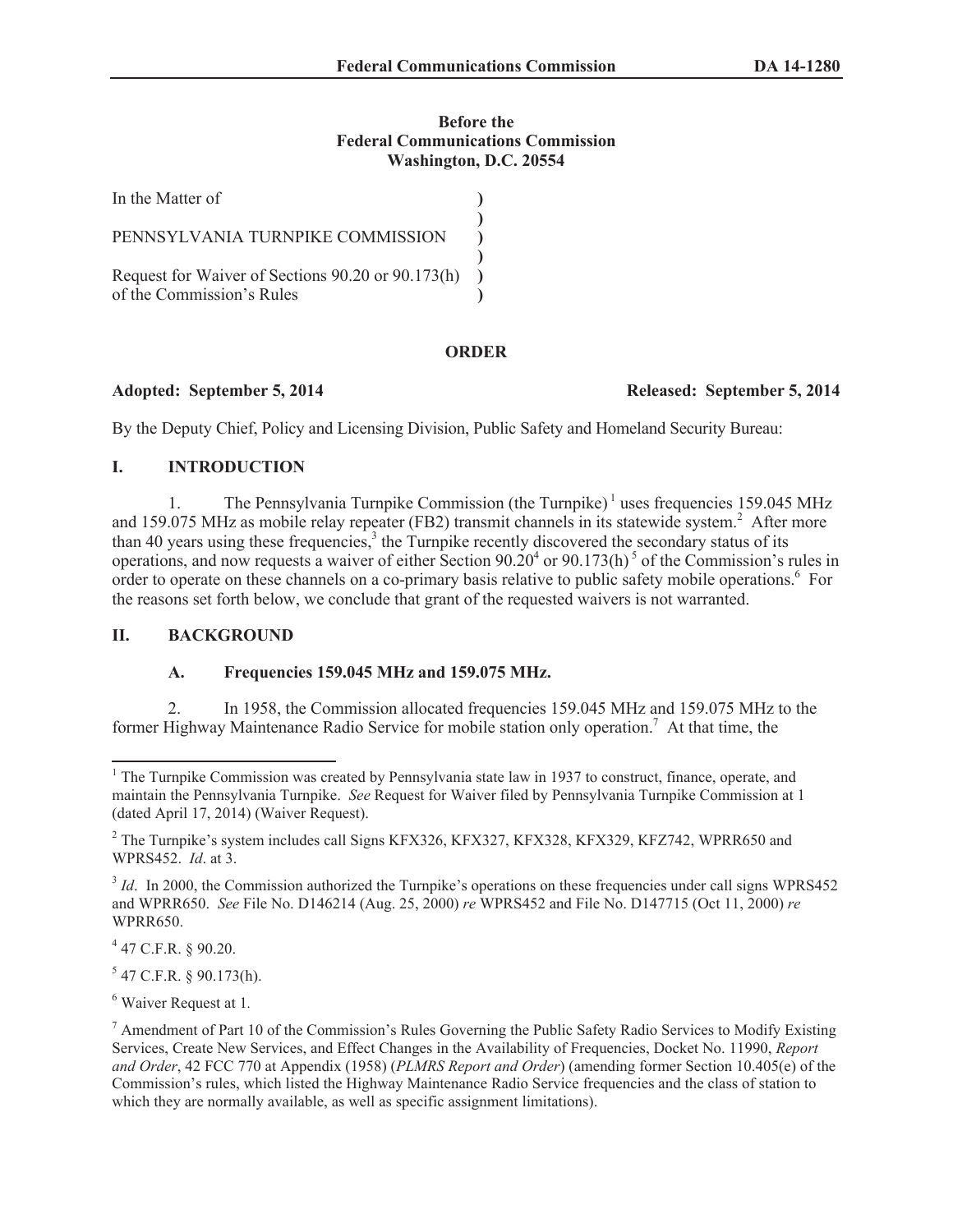**Before the**
**Federal Communications Commission**
**Washington, D.C. 20554**

| | |
|---|---|
| In the Matter of | ) |
| | ) |
| PENNSYLVANIA TURNPIKE COMMISSION | ) |
| | ) |
| Request for Waiver of Sections 90.20 or 90.173(h) of the Commission's Rules | ) |

## ORDER

**Adopted: September 5, 2014** **Released: September 5, 2014**

By the Deputy Chief, Policy and Licensing Division, Public Safety and Homeland Security Bureau:

## I. INTRODUCTION

1. The Pennsylvania Turnpike Commission (the Turnpike)[1] uses frequencies 159.045 MHz and 159.075 MHz as mobile relay repeater (FB2) transmit channels in its statewide system.[2] After more than 40 years using these frequencies,[3] the Turnpike recently discovered the secondary status of its operations, and now requests a waiver of either Section 90.20[4] or 90.173(h)[5] of the Commission's rules in order to operate on these channels on a co-primary basis relative to public safety mobile operations.[6] For the reasons set forth below, we conclude that grant of the requested waivers is not warranted.

## II. BACKGROUND

### A. Frequencies 159.045 MHz and 159.075 MHz.

2. In 1958, the Commission allocated frequencies 159.045 MHz and 159.075 MHz to the former Highway Maintenance Radio Service for mobile station only operation.[7] At that time, the

---

[1] The Turnpike Commission was created by Pennsylvania state law in 1937 to construct, finance, operate, and maintain the Pennsylvania Turnpike. *See* Request for Waiver filed by Pennsylvania Turnpike Commission at 1 (dated April 17, 2014) (Waiver Request).

[2] The Turnpike's system includes call Signs KFX326, KFX327, KFX328, KFX329, KFZ742, WPRR650 and WPRS452. *Id*. at 3.

[3] *Id*. In 2000, the Commission authorized the Turnpike's operations on these frequencies under call signs WPRS452 and WPRR650. *See* File No. D146214 (Aug. 25, 2000) *re* WPRS452 and File No. D147715 (Oct 11, 2000) *re* WPRR650.

[4] 47 C.F.R. § 90.20.

[5] 47 C.F.R. § 90.173(h).

[6] Waiver Request at 1.

[7] Amendment of Part 10 of the Commission's Rules Governing the Public Safety Radio Services to Modify Existing Services, Create New Services, and Effect Changes in the Availability of Frequencies, Docket No. 11990, *Report and Order*, 42 FCC 770 at Appendix (1958) (*PLMRS Report and Order*) (amending former Section 10.405(e) of the Commission's rules, which listed the Highway Maintenance Radio Service frequencies and the class of station to which they are normally available, as well as specific assignment limitations).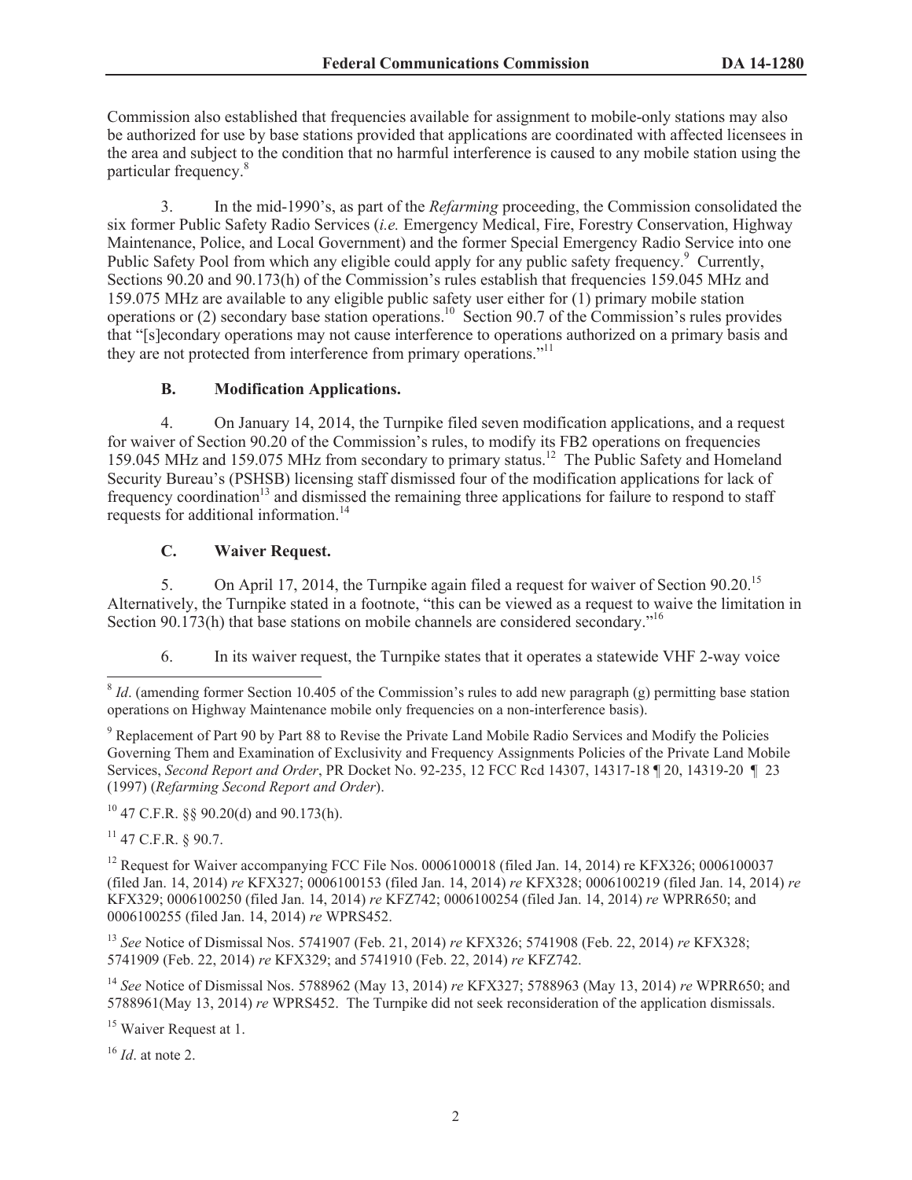Commission also established that frequencies available for assignment to mobile-only stations may also be authorized for use by base stations provided that applications are coordinated with affected licensees in the area and subject to the condition that no harmful interference is caused to any mobile station using the particular frequency.[8]

3. In the mid-1990's, as part of the *Refarming* proceeding, the Commission consolidated the six former Public Safety Radio Services (*i.e.* Emergency Medical, Fire, Forestry Conservation, Highway Maintenance, Police, and Local Government) and the former Special Emergency Radio Service into one Public Safety Pool from which any eligible could apply for any public safety frequency.[9] Currently, Sections 90.20 and 90.173(h) of the Commission's rules establish that frequencies 159.045 MHz and 159.075 MHz are available to any eligible public safety user either for (1) primary mobile station operations or (2) secondary base station operations.[10] Section 90.7 of the Commission's rules provides that "[s]econdary operations may not cause interference to operations authorized on a primary basis and they are not protected from interference from primary operations."[11]

### B. Modification Applications.

4. On January 14, 2014, the Turnpike filed seven modification applications, and a request for waiver of Section 90.20 of the Commission's rules, to modify its FB2 operations on frequencies 159.045 MHz and 159.075 MHz from secondary to primary status.[12] The Public Safety and Homeland Security Bureau's (PSHSB) licensing staff dismissed four of the modification applications for lack of frequency coordination[13] and dismissed the remaining three applications for failure to respond to staff requests for additional information.[14]

### C. Waiver Request.

5. On April 17, 2014, the Turnpike again filed a request for waiver of Section 90.20.[15] Alternatively, the Turnpike stated in a footnote, "this can be viewed as a request to waive the limitation in Section 90.173(h) that base stations on mobile channels are considered secondary."[16]

6. In its waiver request, the Turnpike states that it operates a statewide VHF 2-way voice

---

[8] *Id*. (amending former Section 10.405 of the Commission's rules to add new paragraph (g) permitting base station operations on Highway Maintenance mobile only frequencies on a non-interference basis).

[9] Replacement of Part 90 by Part 88 to Revise the Private Land Mobile Radio Services and Modify the Policies Governing Them and Examination of Exclusivity and Frequency Assignments Policies of the Private Land Mobile Services, *Second Report and Order*, PR Docket No. 92-235, 12 FCC Rcd 14307, 14317-18 ¶ 20, 14319-20 ¶ 23 (1997) (*Refarming Second Report and Order*).

[10] 47 C.F.R. §§ 90.20(d) and 90.173(h).

[11] 47 C.F.R. § 90.7.

[12] Request for Waiver accompanying FCC File Nos. 0006100018 (filed Jan. 14, 2014) re KFX326; 0006100037 (filed Jan. 14, 2014) *re* KFX327; 0006100153 (filed Jan. 14, 2014) *re* KFX328; 0006100219 (filed Jan. 14, 2014) *re* KFX329; 0006100250 (filed Jan. 14, 2014) *re* KFZ742; 0006100254 (filed Jan. 14, 2014) *re* WPRR650; and 0006100255 (filed Jan. 14, 2014) *re* WPRS452.

[13] *See* Notice of Dismissal Nos. 5741907 (Feb. 21, 2014) *re* KFX326; 5741908 (Feb. 22, 2014) *re* KFX328; 5741909 (Feb. 22, 2014) *re* KFX329; and 5741910 (Feb. 22, 2014) *re* KFZ742.

[14] *See* Notice of Dismissal Nos. 5788962 (May 13, 2014) *re* KFX327; 5788963 (May 13, 2014) *re* WPRR650; and 5788961(May 13, 2014) *re* WPRS452. The Turnpike did not seek reconsideration of the application dismissals.

[15] Waiver Request at 1.

[16] *Id*. at note 2.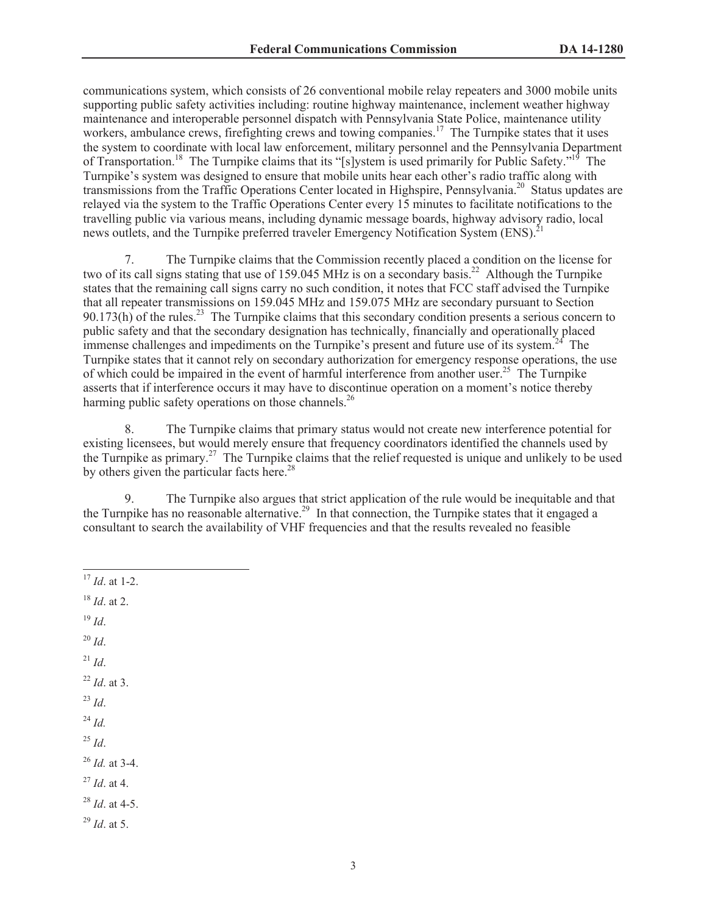communications system, which consists of 26 conventional mobile relay repeaters and 3000 mobile units supporting public safety activities including: routine highway maintenance, inclement weather highway maintenance and interoperable personnel dispatch with Pennsylvania State Police, maintenance utility workers, ambulance crews, firefighting crews and towing companies.[17] The Turnpike states that it uses the system to coordinate with local law enforcement, military personnel and the Pennsylvania Department of Transportation.[18] The Turnpike claims that its "[s]ystem is used primarily for Public Safety."[19] The Turnpike's system was designed to ensure that mobile units hear each other's radio traffic along with transmissions from the Traffic Operations Center located in Highspire, Pennsylvania.[20] Status updates are relayed via the system to the Traffic Operations Center every 15 minutes to facilitate notifications to the travelling public via various means, including dynamic message boards, highway advisory radio, local news outlets, and the Turnpike preferred traveler Emergency Notification System (ENS).[21]

7. The Turnpike claims that the Commission recently placed a condition on the license for two of its call signs stating that use of 159.045 MHz is on a secondary basis.[22] Although the Turnpike states that the remaining call signs carry no such condition, it notes that FCC staff advised the Turnpike that all repeater transmissions on 159.045 MHz and 159.075 MHz are secondary pursuant to Section 90.173(h) of the rules.[23] The Turnpike claims that this secondary condition presents a serious concern to public safety and that the secondary designation has technically, financially and operationally placed immense challenges and impediments on the Turnpike's present and future use of its system.[24] The Turnpike states that it cannot rely on secondary authorization for emergency response operations, the use of which could be impaired in the event of harmful interference from another user.[25] The Turnpike asserts that if interference occurs it may have to discontinue operation on a moment's notice thereby harming public safety operations on those channels.[26]

8. The Turnpike claims that primary status would not create new interference potential for existing licensees, but would merely ensure that frequency coordinators identified the channels used by the Turnpike as primary.[27] The Turnpike claims that the relief requested is unique and unlikely to be used by others given the particular facts here.[28]

9. The Turnpike also argues that strict application of the rule would be inequitable and that the Turnpike has no reasonable alternative.[29] In that connection, the Turnpike states that it engaged a consultant to search the availability of VHF frequencies and that the results revealed no feasible

---

[17] *Id*. at 1-2.

[18] *Id*. at 2.

[19] *Id*.

[20] *Id*.

[21] *Id*.

[22] *Id*. at 3.

[23] *Id*.

[24] *Id.*

[25] *Id*.

[26] *Id.* at 3-4.

[27] *Id*. at 4.

[28] *Id*. at 4-5.

[29] *Id*. at 5.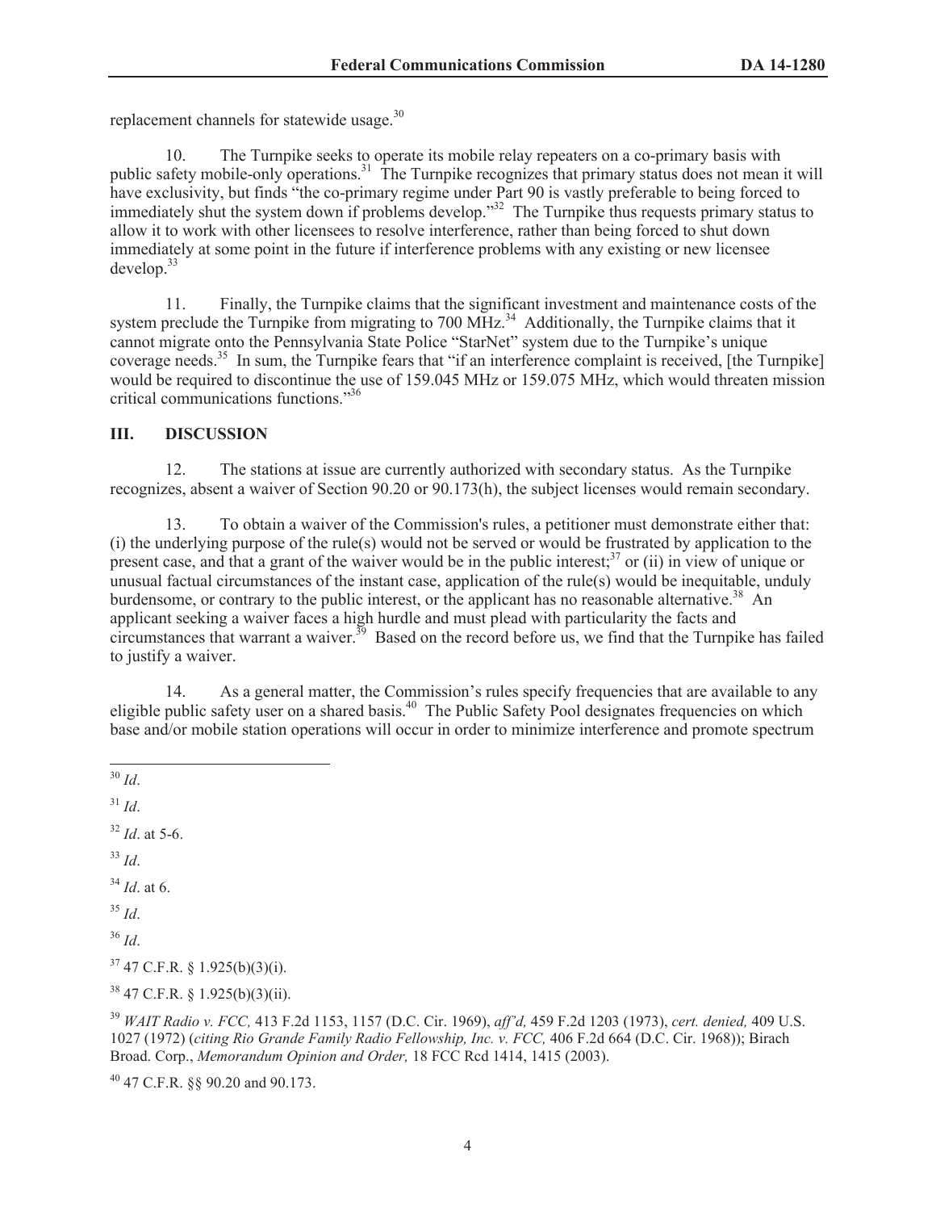replacement channels for statewide usage.[30]

10. The Turnpike seeks to operate its mobile relay repeaters on a co-primary basis with public safety mobile-only operations.[31] The Turnpike recognizes that primary status does not mean it will have exclusivity, but finds "the co-primary regime under Part 90 is vastly preferable to being forced to immediately shut the system down if problems develop."[32] The Turnpike thus requests primary status to allow it to work with other licensees to resolve interference, rather than being forced to shut down immediately at some point in the future if interference problems with any existing or new licensee develop.[33]

11. Finally, the Turnpike claims that the significant investment and maintenance costs of the system preclude the Turnpike from migrating to 700 MHz.[34] Additionally, the Turnpike claims that it cannot migrate onto the Pennsylvania State Police "StarNet" system due to the Turnpike's unique coverage needs.[35] In sum, the Turnpike fears that "if an interference complaint is received, [the Turnpike] would be required to discontinue the use of 159.045 MHz or 159.075 MHz, which would threaten mission critical communications functions."[36]

## III. DISCUSSION

12. The stations at issue are currently authorized with secondary status. As the Turnpike recognizes, absent a waiver of Section 90.20 or 90.173(h), the subject licenses would remain secondary.

13. To obtain a waiver of the Commission's rules, a petitioner must demonstrate either that: (i) the underlying purpose of the rule(s) would not be served or would be frustrated by application to the present case, and that a grant of the waiver would be in the public interest;[37] or (ii) in view of unique or unusual factual circumstances of the instant case, application of the rule(s) would be inequitable, unduly burdensome, or contrary to the public interest, or the applicant has no reasonable alternative.[38] An applicant seeking a waiver faces a high hurdle and must plead with particularity the facts and circumstances that warrant a waiver.[39] Based on the record before us, we find that the Turnpike has failed to justify a waiver.

14. As a general matter, the Commission's rules specify frequencies that are available to any eligible public safety user on a shared basis.[40] The Public Safety Pool designates frequencies on which base and/or mobile station operations will occur in order to minimize interference and promote spectrum

---

[30] *Id*.

[31] *Id*.

[32] *Id*. at 5-6.

[33] *Id*.

[34] *Id*. at 6.

[35] *Id*.

[36] *Id*.

[37] 47 C.F.R. § 1.925(b)(3)(i).

[38] 47 C.F.R. § 1.925(b)(3)(ii).

[39] *WAIT Radio v. FCC,* 413 F.2d 1153, 1157 (D.C. Cir. 1969), *aff'd,* 459 F.2d 1203 (1973), *cert. denied,* 409 U.S. 1027 (1972) (*citing Rio Grande Family Radio Fellowship, Inc. v. FCC,* 406 F.2d 664 (D.C. Cir. 1968)); Birach Broad. Corp., *Memorandum Opinion and Order,* 18 FCC Rcd 1414, 1415 (2003).

[40] 47 C.F.R. §§ 90.20 and 90.173.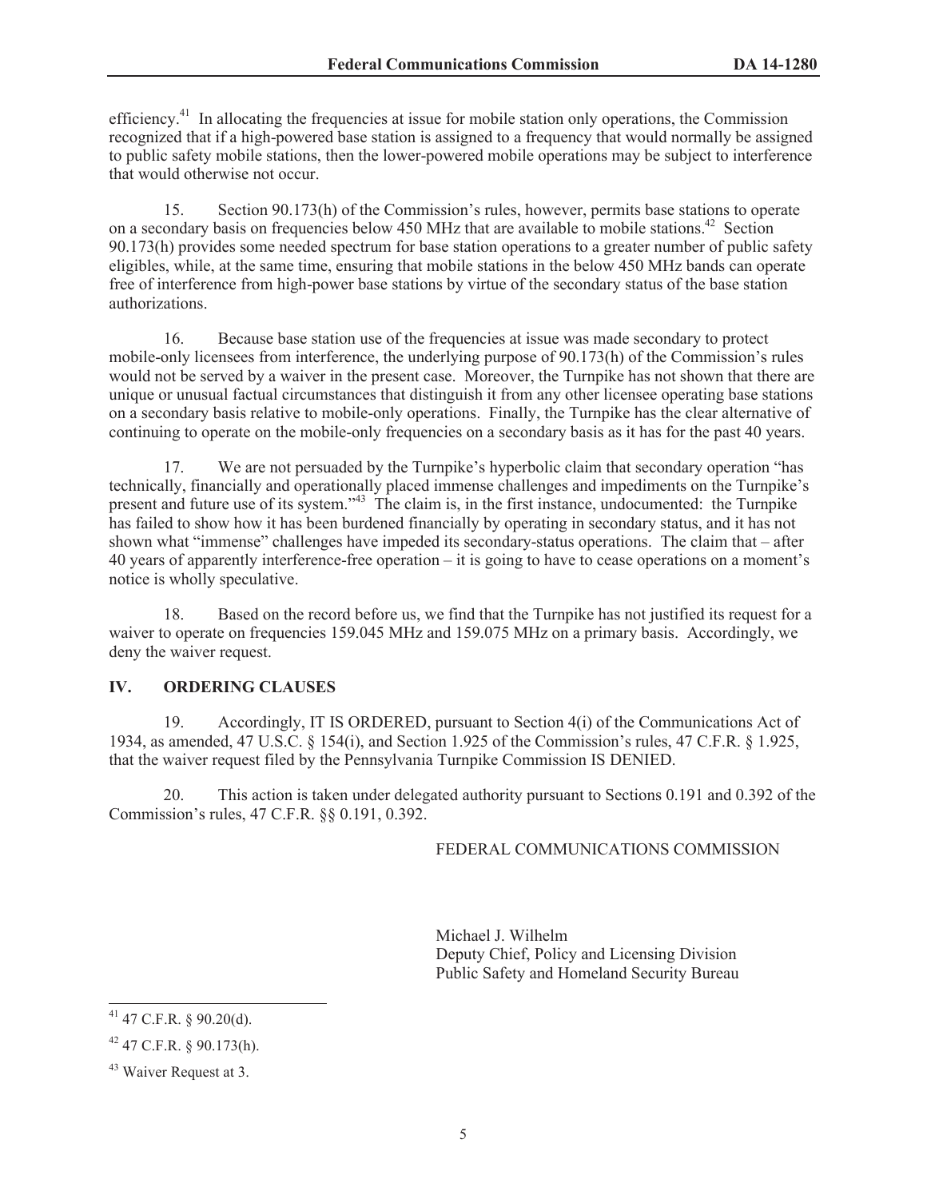efficiency.[41] In allocating the frequencies at issue for mobile station only operations, the Commission recognized that if a high-powered base station is assigned to a frequency that would normally be assigned to public safety mobile stations, then the lower-powered mobile operations may be subject to interference that would otherwise not occur.

15. Section 90.173(h) of the Commission's rules, however, permits base stations to operate on a secondary basis on frequencies below 450 MHz that are available to mobile stations.[42] Section 90.173(h) provides some needed spectrum for base station operations to a greater number of public safety eligibles, while, at the same time, ensuring that mobile stations in the below 450 MHz bands can operate free of interference from high-power base stations by virtue of the secondary status of the base station authorizations.

16. Because base station use of the frequencies at issue was made secondary to protect mobile-only licensees from interference, the underlying purpose of 90.173(h) of the Commission's rules would not be served by a waiver in the present case. Moreover, the Turnpike has not shown that there are unique or unusual factual circumstances that distinguish it from any other licensee operating base stations on a secondary basis relative to mobile-only operations. Finally, the Turnpike has the clear alternative of continuing to operate on the mobile-only frequencies on a secondary basis as it has for the past 40 years.

17. We are not persuaded by the Turnpike's hyperbolic claim that secondary operation "has technically, financially and operationally placed immense challenges and impediments on the Turnpike's present and future use of its system."[43] The claim is, in the first instance, undocumented: the Turnpike has failed to show how it has been burdened financially by operating in secondary status, and it has not shown what "immense" challenges have impeded its secondary-status operations. The claim that – after 40 years of apparently interference-free operation – it is going to have to cease operations on a moment's notice is wholly speculative.

18. Based on the record before us, we find that the Turnpike has not justified its request for a waiver to operate on frequencies 159.045 MHz and 159.075 MHz on a primary basis. Accordingly, we deny the waiver request.

## IV. ORDERING CLAUSES

19. Accordingly, IT IS ORDERED, pursuant to Section 4(i) of the Communications Act of 1934, as amended, 47 U.S.C. § 154(i), and Section 1.925 of the Commission's rules, 47 C.F.R. § 1.925, that the waiver request filed by the Pennsylvania Turnpike Commission IS DENIED.

20. This action is taken under delegated authority pursuant to Sections 0.191 and 0.392 of the Commission's rules, 47 C.F.R. §§ 0.191, 0.392.

FEDERAL COMMUNICATIONS COMMISSION

Michael J. Wilhelm
Deputy Chief, Policy and Licensing Division
Public Safety and Homeland Security Bureau

---

[41] 47 C.F.R. § 90.20(d).

[42] 47 C.F.R. § 90.173(h).

[43] Waiver Request at 3.